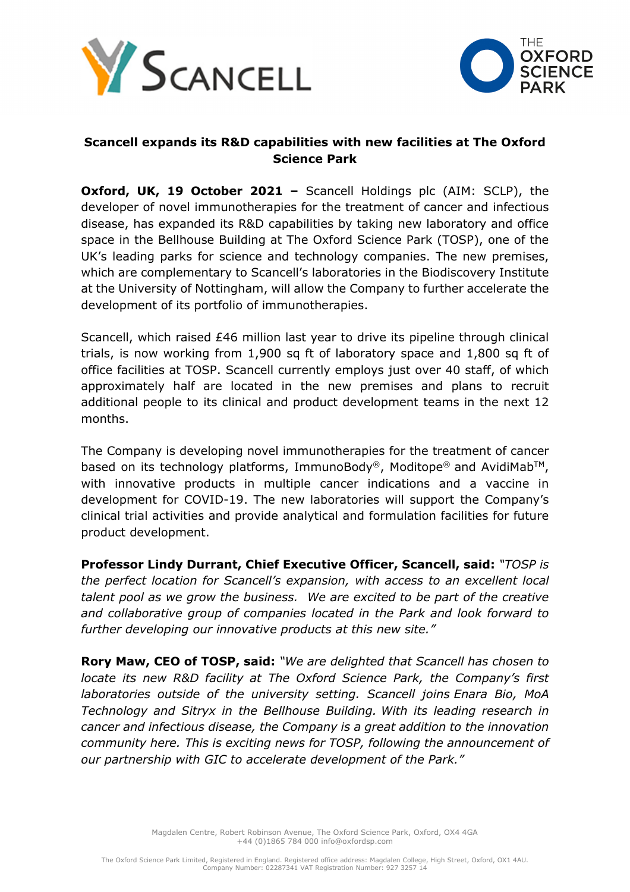**Scancell expands its R&D capabilities with new facilities at The Oxford Science Park**

**Oxford, UK, 19 October 2021 –** Scancell Holdings plc (AIM: SCLP), the developer of novel immunotherapies for the treatment of cancer and infectious disease, has expanded its R&D capabilities by taking new laboratory and office space in the Bellhouse Building at The Oxford Science Park (TOSP), one of the UK's leading parks for science and technology companies. The new premises, which are complementary to Scancell's laboratories in the Biodiscovery Institute at the University of Nottingham, will allow the Company to further accelerate the development of its portfolio of immunotherapies.

Scancell, which raised £46 million last year to drive its pipeline through clinical trials, is now working from 1,900 sq ft of laboratory space and 1,800 sq ft of office facilities at TOSP. Scancell currently employs just over 40 staff, of which approximately half are located in the new premises and plans to recruit additional people to its clinical and product development teams in the next 12 months.

The Company is developing novel immunotherapies for the treatment of cancer based on its technology platforms, ImmunoBody®, Moditope® and AvidiMab™, with innovative products in multiple cancer indications and a vaccine in development for COVID-19. The new laboratories will support the Company's clinical trial activities and provide analytical and formulation facilities for future product development.

**Professor Lindy Durrant, Chief Executive Officer, Scancell, said:** *"TOSP is the perfect location for Scancell's expansion, with access to an excellent local talent pool as we grow the business. We are excited to be part of the creative and collaborative group of companies located in the Park and look forward to further developing our innovative products at this new site."*

**Rory Maw, CEO of TOSP, said:** *"We are delighted that Scancell has chosen to locate its new R&D facility at The Oxford Science Park, the Company's first laboratories outside of the university setting. Scancell joins Enara Bio, MoA Technology and Sitryx in the Bellhouse Building. With its leading research in cancer and infectious disease, the Company is a great addition to the innovation community here. This is exciting news for TOSP, following the announcement of our partnership with GIC to accelerate development of the Park."*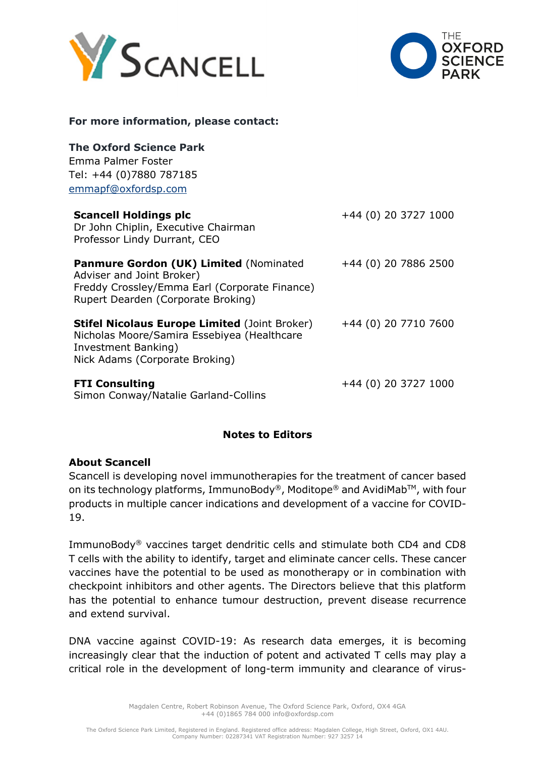**For more information, please contact:**

**The Oxford Science Park**
Emma Palmer Foster
Tel: +44 (0)7880 787185
emmapf@oxfordsp.com

| | |
|---|---|
| **Scancell Holdings plc**<br>Dr John Chiplin, Executive Chairman<br>Professor Lindy Durrant, CEO | +44 (0) 20 3727 1000 |
| **Panmure Gordon (UK) Limited** (Nominated Adviser and Joint Broker)<br>Freddy Crossley/Emma Earl (Corporate Finance)<br>Rupert Dearden (Corporate Broking) | +44 (0) 20 7886 2500 |
| **Stifel Nicolaus Europe Limited** (Joint Broker)<br>Nicholas Moore/Samira Essebiyea (Healthcare Investment Banking)<br>Nick Adams (Corporate Broking) | +44 (0) 20 7710 7600 |
| **FTI Consulting**<br>Simon Conway/Natalie Garland-Collins | +44 (0) 20 3727 1000 |

## Notes to Editors

**About Scancell**

Scancell is developing novel immunotherapies for the treatment of cancer based on its technology platforms, ImmunoBody®, Moditope® and AvidiMab™, with four products in multiple cancer indications and development of a vaccine for COVID-19.

ImmunoBody® vaccines target dendritic cells and stimulate both CD4 and CD8 T cells with the ability to identify, target and eliminate cancer cells. These cancer vaccines have the potential to be used as monotherapy or in combination with checkpoint inhibitors and other agents. The Directors believe that this platform has the potential to enhance tumour destruction, prevent disease recurrence and extend survival.

DNA vaccine against COVID-19: As research data emerges, it is becoming increasingly clear that the induction of potent and activated T cells may play a critical role in the development of long-term immunity and clearance of virus-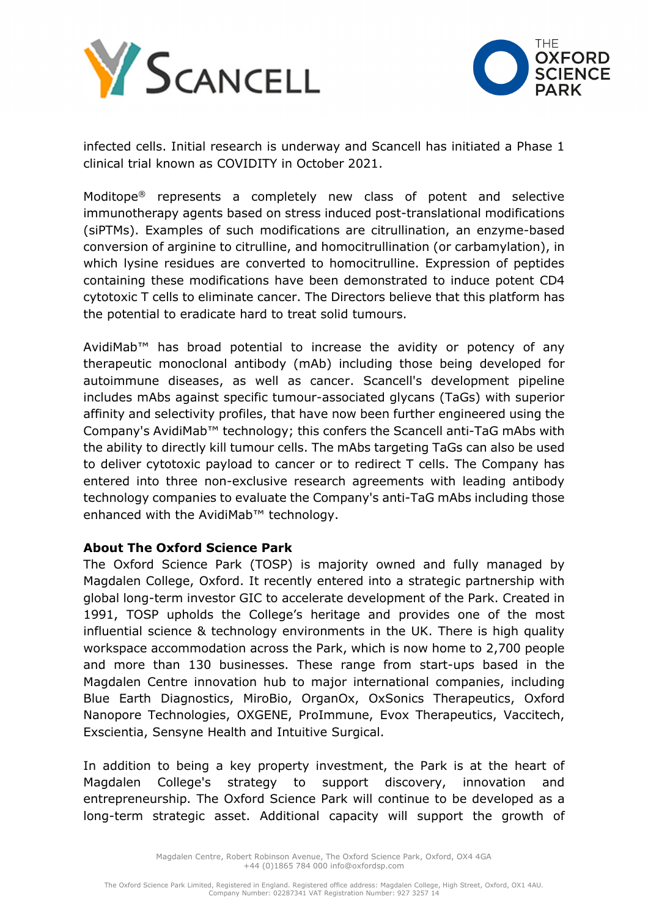infected cells. Initial research is underway and Scancell has initiated a Phase 1 clinical trial known as COVIDITY in October 2021.

Moditope® represents a completely new class of potent and selective immunotherapy agents based on stress induced post-translational modifications (siPTMs). Examples of such modifications are citrullination, an enzyme-based conversion of arginine to citrulline, and homocitrullination (or carbamylation), in which lysine residues are converted to homocitrulline. Expression of peptides containing these modifications have been demonstrated to induce potent CD4 cytotoxic T cells to eliminate cancer. The Directors believe that this platform has the potential to eradicate hard to treat solid tumours.

AvidiMab™ has broad potential to increase the avidity or potency of any therapeutic monoclonal antibody (mAb) including those being developed for autoimmune diseases, as well as cancer. Scancell's development pipeline includes mAbs against specific tumour-associated glycans (TaGs) with superior affinity and selectivity profiles, that have now been further engineered using the Company's AvidiMab™ technology; this confers the Scancell anti-TaG mAbs with the ability to directly kill tumour cells. The mAbs targeting TaGs can also be used to deliver cytotoxic payload to cancer or to redirect T cells. The Company has entered into three non-exclusive research agreements with leading antibody technology companies to evaluate the Company's anti-TaG mAbs including those enhanced with the AvidiMab™ technology.

**About The Oxford Science Park**

The Oxford Science Park (TOSP) is majority owned and fully managed by Magdalen College, Oxford. It recently entered into a strategic partnership with global long-term investor GIC to accelerate development of the Park. Created in 1991, TOSP upholds the College's heritage and provides one of the most influential science & technology environments in the UK. There is high quality workspace accommodation across the Park, which is now home to 2,700 people and more than 130 businesses. These range from start-ups based in the Magdalen Centre innovation hub to major international companies, including Blue Earth Diagnostics, MiroBio, OrganOx, OxSonics Therapeutics, Oxford Nanopore Technologies, OXGENE, ProImmune, Evox Therapeutics, Vaccitech, Exscientia, Sensyne Health and Intuitive Surgical.

In addition to being a key property investment, the Park is at the heart of Magdalen College's strategy to support discovery, innovation and entrepreneurship. The Oxford Science Park will continue to be developed as a long-term strategic asset. Additional capacity will support the growth of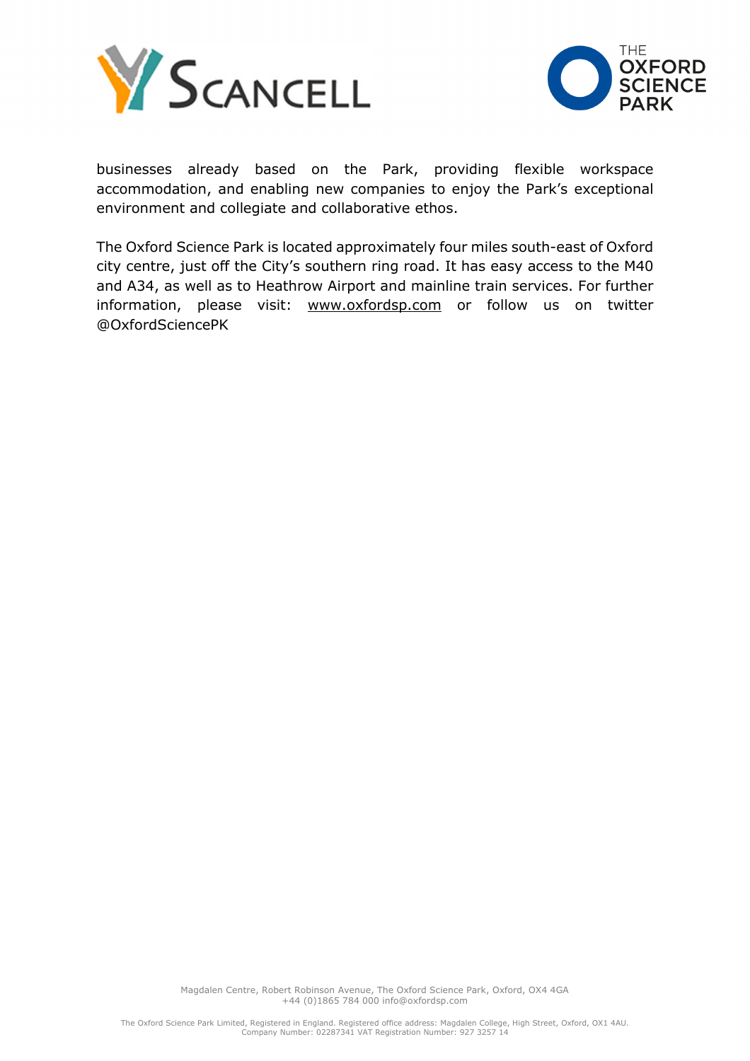businesses already based on the Park, providing flexible workspace accommodation, and enabling new companies to enjoy the Park's exceptional environment and collegiate and collaborative ethos.

The Oxford Science Park is located approximately four miles south-east of Oxford city centre, just off the City's southern ring road. It has easy access to the M40 and A34, as well as to Heathrow Airport and mainline train services. For further information, please visit: www.oxfordsp.com or follow us on twitter @OxfordSciencePK